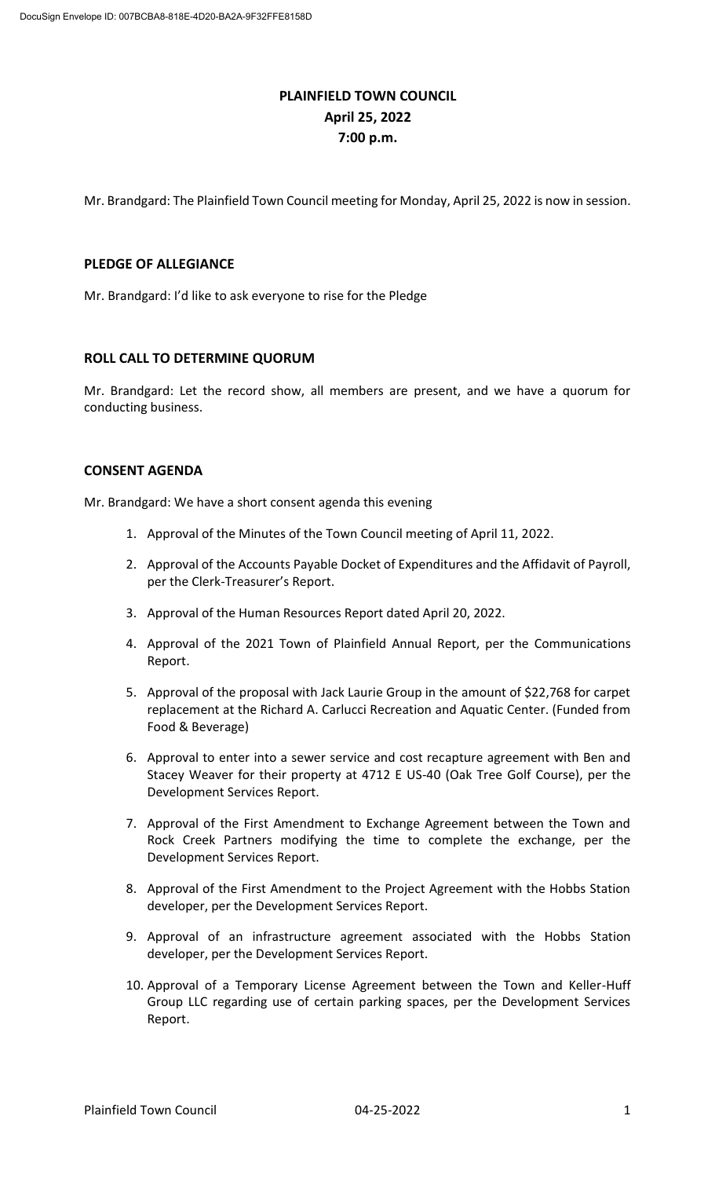# PLAINFIELD TOWN COUNCIL
## April 25, 2022
## 7:00 p.m.

Mr. Brandgard: The Plainfield Town Council meeting for Monday, April 25, 2022 is now in session.

### PLEDGE OF ALLEGIANCE

Mr. Brandgard: I'd like to ask everyone to rise for the Pledge

### ROLL CALL TO DETERMINE QUORUM

Mr. Brandgard: Let the record show, all members are present, and we have a quorum for conducting business.

### CONSENT AGENDA

Mr. Brandgard: We have a short consent agenda this evening

1. Approval of the Minutes of the Town Council meeting of April 11, 2022.
2. Approval of the Accounts Payable Docket of Expenditures and the Affidavit of Payroll, per the Clerk-Treasurer's Report.
3. Approval of the Human Resources Report dated April 20, 2022.
4. Approval of the 2021 Town of Plainfield Annual Report, per the Communications Report.
5. Approval of the proposal with Jack Laurie Group in the amount of $22,768 for carpet replacement at the Richard A. Carlucci Recreation and Aquatic Center. (Funded from Food & Beverage)
6. Approval to enter into a sewer service and cost recapture agreement with Ben and Stacey Weaver for their property at 4712 E US-40 (Oak Tree Golf Course), per the Development Services Report.
7. Approval of the First Amendment to Exchange Agreement between the Town and Rock Creek Partners modifying the time to complete the exchange, per the Development Services Report.
8. Approval of the First Amendment to the Project Agreement with the Hobbs Station developer, per the Development Services Report.
9. Approval of an infrastructure agreement associated with the Hobbs Station developer, per the Development Services Report.
10. Approval of a Temporary License Agreement between the Town and Keller-Huff Group LLC regarding use of certain parking spaces, per the Development Services Report.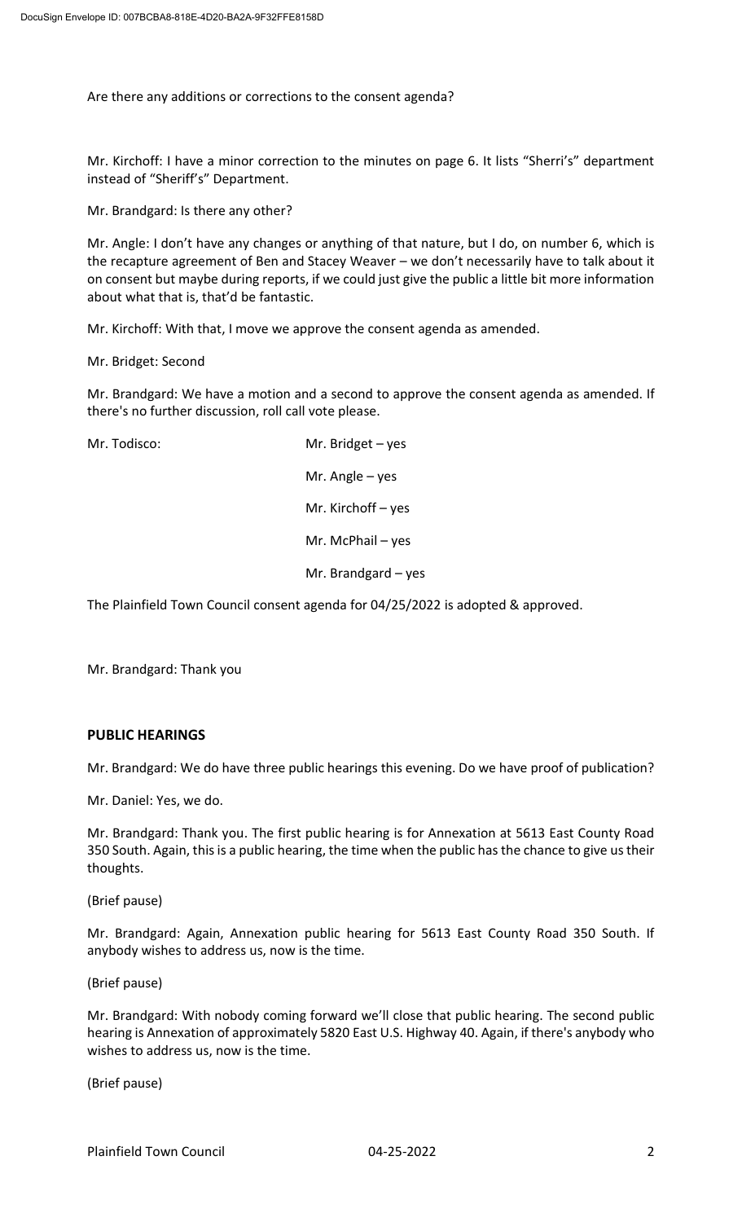Are there any additions or corrections to the consent agenda?

Mr. Kirchoff: I have a minor correction to the minutes on page 6. It lists "Sherri's" department instead of "Sheriff's" Department.

Mr. Brandgard: Is there any other?

Mr. Angle: I don't have any changes or anything of that nature, but I do, on number 6, which is the recapture agreement of Ben and Stacey Weaver – we don't necessarily have to talk about it on consent but maybe during reports, if we could just give the public a little bit more information about what that is, that'd be fantastic.

Mr. Kirchoff: With that, I move we approve the consent agenda as amended.

Mr. Bridget: Second

Mr. Brandgard: We have a motion and a second to approve the consent agenda as amended. If there's no further discussion, roll call vote please.

Mr. Todisco:

Mr. Bridget – yes

Mr. Angle – yes

Mr. Kirchoff – yes

Mr. McPhail – yes

Mr. Brandgard – yes

The Plainfield Town Council consent agenda for 04/25/2022 is adopted & approved.

Mr. Brandgard: Thank you

**PUBLIC HEARINGS**

Mr. Brandgard: We do have three public hearings this evening. Do we have proof of publication?

Mr. Daniel: Yes, we do.

Mr. Brandgard: Thank you. The first public hearing is for Annexation at 5613 East County Road 350 South. Again, this is a public hearing, the time when the public has the chance to give us their thoughts.

(Brief pause)

Mr. Brandgard: Again, Annexation public hearing for 5613 East County Road 350 South. If anybody wishes to address us, now is the time.

(Brief pause)

Mr. Brandgard: With nobody coming forward we'll close that public hearing. The second public hearing is Annexation of approximately 5820 East U.S. Highway 40. Again, if there's anybody who wishes to address us, now is the time.

(Brief pause)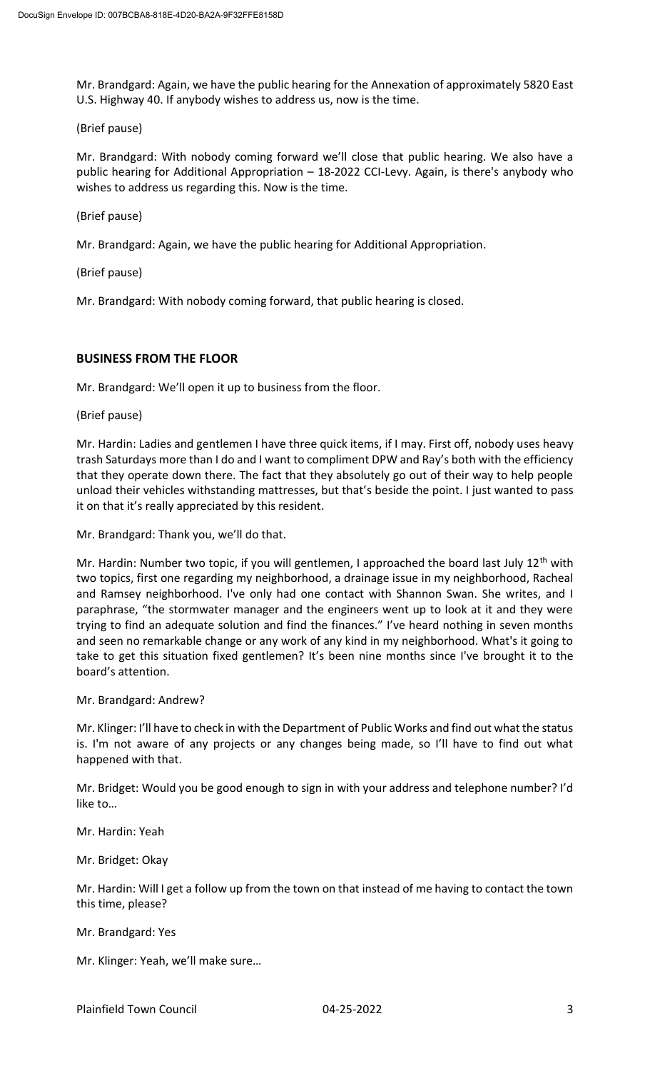Mr. Brandgard: Again, we have the public hearing for the Annexation of approximately 5820 East U.S. Highway 40. If anybody wishes to address us, now is the time.

(Brief pause)

Mr. Brandgard: With nobody coming forward we'll close that public hearing. We also have a public hearing for Additional Appropriation – 18-2022 CCI-Levy. Again, is there's anybody who wishes to address us regarding this. Now is the time.

(Brief pause)

Mr. Brandgard: Again, we have the public hearing for Additional Appropriation.

(Brief pause)

Mr. Brandgard: With nobody coming forward, that public hearing is closed.

## BUSINESS FROM THE FLOOR

Mr. Brandgard: We'll open it up to business from the floor.

(Brief pause)

Mr. Hardin: Ladies and gentlemen I have three quick items, if I may. First off, nobody uses heavy trash Saturdays more than I do and I want to compliment DPW and Ray's both with the efficiency that they operate down there. The fact that they absolutely go out of their way to help people unload their vehicles withstanding mattresses, but that's beside the point. I just wanted to pass it on that it's really appreciated by this resident.

Mr. Brandgard: Thank you, we'll do that.

Mr. Hardin: Number two topic, if you will gentlemen, I approached the board last July 12th with two topics, first one regarding my neighborhood, a drainage issue in my neighborhood, Racheal and Ramsey neighborhood. I've only had one contact with Shannon Swan. She writes, and I paraphrase, "the stormwater manager and the engineers went up to look at it and they were trying to find an adequate solution and find the finances." I've heard nothing in seven months and seen no remarkable change or any work of any kind in my neighborhood. What's it going to take to get this situation fixed gentlemen? It's been nine months since I've brought it to the board's attention.

Mr. Brandgard: Andrew?

Mr. Klinger: I'll have to check in with the Department of Public Works and find out what the status is. I'm not aware of any projects or any changes being made, so I'll have to find out what happened with that.

Mr. Bridget: Would you be good enough to sign in with your address and telephone number? I'd like to…

Mr. Hardin: Yeah

Mr. Bridget: Okay

Mr. Hardin: Will I get a follow up from the town on that instead of me having to contact the town this time, please?

Mr. Brandgard: Yes

Mr. Klinger: Yeah, we'll make sure…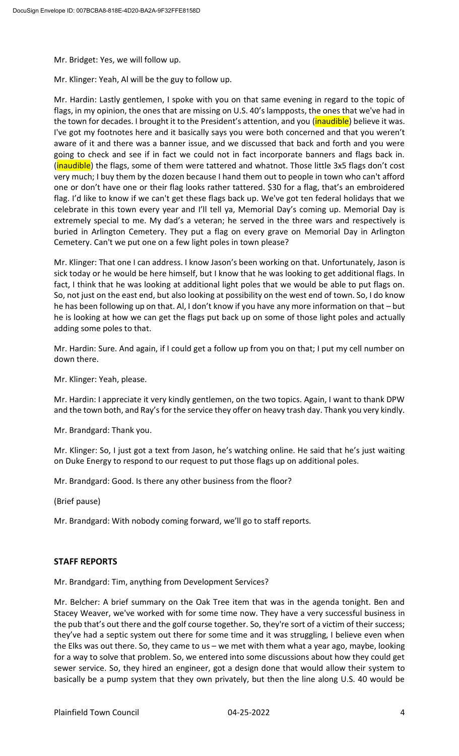Mr. Bridget: Yes, we will follow up.

Mr. Klinger: Yeah, Al will be the guy to follow up.

Mr. Hardin: Lastly gentlemen, I spoke with you on that same evening in regard to the topic of flags, in my opinion, the ones that are missing on U.S. 40's lampposts, the ones that we've had in the town for decades. I brought it to the President's attention, and you (inaudible) believe it was. I've got my footnotes here and it basically says you were both concerned and that you weren't aware of it and there was a banner issue, and we discussed that back and forth and you were going to check and see if in fact we could not in fact incorporate banners and flags back in. (inaudible) the flags, some of them were tattered and whatnot. Those little 3x5 flags don't cost very much; I buy them by the dozen because I hand them out to people in town who can't afford one or don't have one or their flag looks rather tattered. $30 for a flag, that's an embroidered flag. I'd like to know if we can't get these flags back up. We've got ten federal holidays that we celebrate in this town every year and I'll tell ya, Memorial Day's coming up. Memorial Day is extremely special to me. My dad's a veteran; he served in the three wars and respectively is buried in Arlington Cemetery. They put a flag on every grave on Memorial Day in Arlington Cemetery. Can't we put one on a few light poles in town please?

Mr. Klinger: That one I can address. I know Jason's been working on that. Unfortunately, Jason is sick today or he would be here himself, but I know that he was looking to get additional flags. In fact, I think that he was looking at additional light poles that we would be able to put flags on. So, not just on the east end, but also looking at possibility on the west end of town. So, I do know he has been following up on that. Al, I don't know if you have any more information on that – but he is looking at how we can get the flags put back up on some of those light poles and actually adding some poles to that.

Mr. Hardin: Sure. And again, if I could get a follow up from you on that; I put my cell number on down there.

Mr. Klinger: Yeah, please.

Mr. Hardin: I appreciate it very kindly gentlemen, on the two topics. Again, I want to thank DPW and the town both, and Ray's for the service they offer on heavy trash day. Thank you very kindly.

Mr. Brandgard: Thank you.

Mr. Klinger: So, I just got a text from Jason, he's watching online. He said that he's just waiting on Duke Energy to respond to our request to put those flags up on additional poles.

Mr. Brandgard: Good. Is there any other business from the floor?

(Brief pause)

Mr. Brandgard: With nobody coming forward, we'll go to staff reports.

## STAFF REPORTS

Mr. Brandgard: Tim, anything from Development Services?

Mr. Belcher: A brief summary on the Oak Tree item that was in the agenda tonight. Ben and Stacey Weaver, we've worked with for some time now. They have a very successful business in the pub that's out there and the golf course together. So, they're sort of a victim of their success; they've had a septic system out there for some time and it was struggling, I believe even when the Elks was out there. So, they came to us – we met with them what a year ago, maybe, looking for a way to solve that problem. So, we entered into some discussions about how they could get sewer service. So, they hired an engineer, got a design done that would allow their system to basically be a pump system that they own privately, but then the line along U.S. 40 would be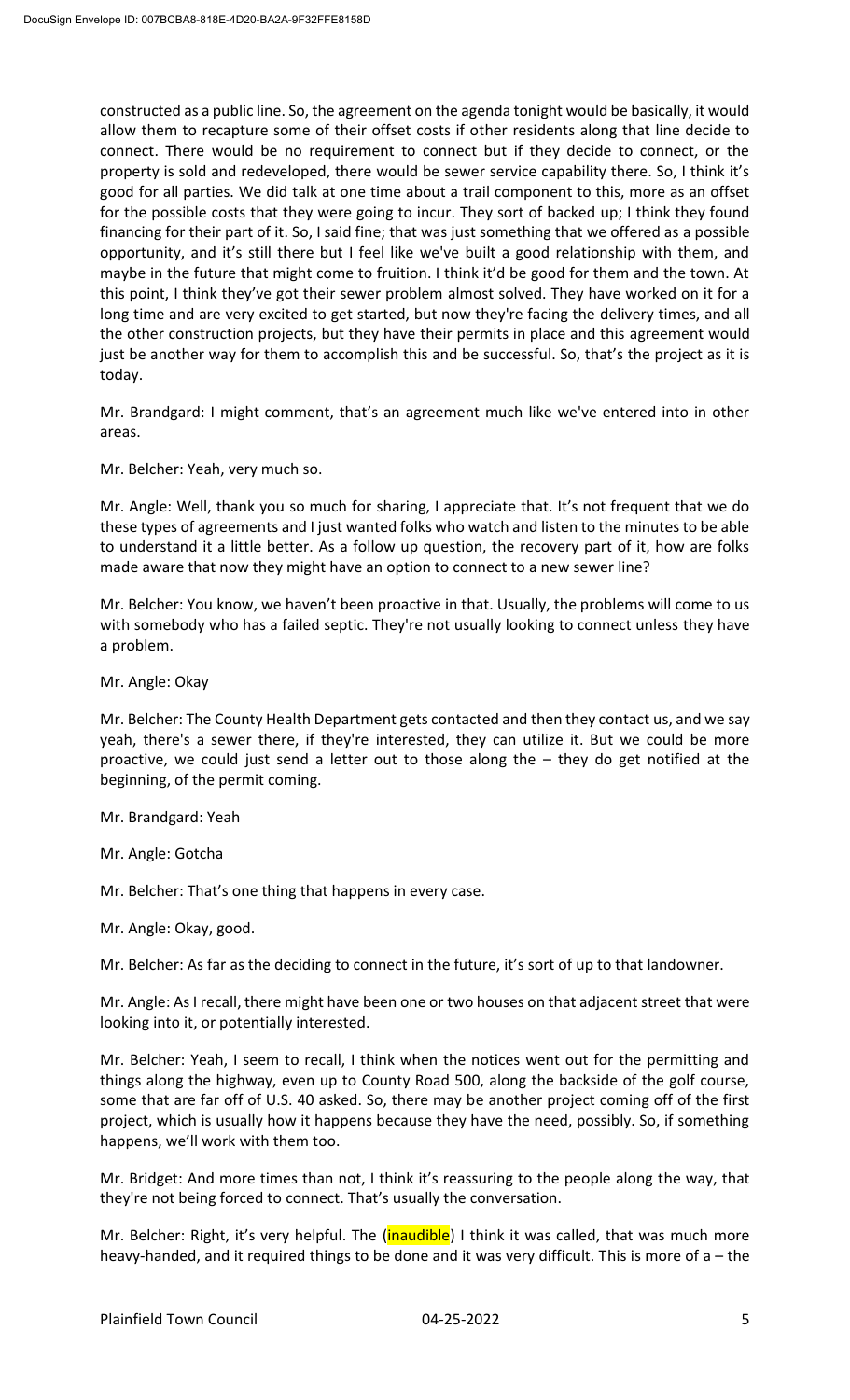constructed as a public line. So, the agreement on the agenda tonight would be basically, it would allow them to recapture some of their offset costs if other residents along that line decide to connect. There would be no requirement to connect but if they decide to connect, or the property is sold and redeveloped, there would be sewer service capability there. So, I think it's good for all parties. We did talk at one time about a trail component to this, more as an offset for the possible costs that they were going to incur. They sort of backed up; I think they found financing for their part of it. So, I said fine; that was just something that we offered as a possible opportunity, and it's still there but I feel like we've built a good relationship with them, and maybe in the future that might come to fruition. I think it'd be good for them and the town. At this point, I think they've got their sewer problem almost solved. They have worked on it for a long time and are very excited to get started, but now they're facing the delivery times, and all the other construction projects, but they have their permits in place and this agreement would just be another way for them to accomplish this and be successful. So, that's the project as it is today.

Mr. Brandgard: I might comment, that's an agreement much like we've entered into in other areas.

Mr. Belcher: Yeah, very much so.

Mr. Angle: Well, thank you so much for sharing, I appreciate that. It's not frequent that we do these types of agreements and I just wanted folks who watch and listen to the minutes to be able to understand it a little better. As a follow up question, the recovery part of it, how are folks made aware that now they might have an option to connect to a new sewer line?

Mr. Belcher: You know, we haven't been proactive in that. Usually, the problems will come to us with somebody who has a failed septic. They're not usually looking to connect unless they have a problem.

Mr. Angle: Okay

Mr. Belcher: The County Health Department gets contacted and then they contact us, and we say yeah, there's a sewer there, if they're interested, they can utilize it. But we could be more proactive, we could just send a letter out to those along the – they do get notified at the beginning, of the permit coming.

Mr. Brandgard: Yeah

Mr. Angle: Gotcha

Mr. Belcher: That's one thing that happens in every case.

Mr. Angle: Okay, good.

Mr. Belcher: As far as the deciding to connect in the future, it's sort of up to that landowner.

Mr. Angle: As I recall, there might have been one or two houses on that adjacent street that were looking into it, or potentially interested.

Mr. Belcher: Yeah, I seem to recall, I think when the notices went out for the permitting and things along the highway, even up to County Road 500, along the backside of the golf course, some that are far off of U.S. 40 asked. So, there may be another project coming off of the first project, which is usually how it happens because they have the need, possibly. So, if something happens, we'll work with them too.

Mr. Bridget: And more times than not, I think it's reassuring to the people along the way, that they're not being forced to connect. That's usually the conversation.

Mr. Belcher: Right, it's very helpful. The (inaudible) I think it was called, that was much more heavy-handed, and it required things to be done and it was very difficult. This is more of a – the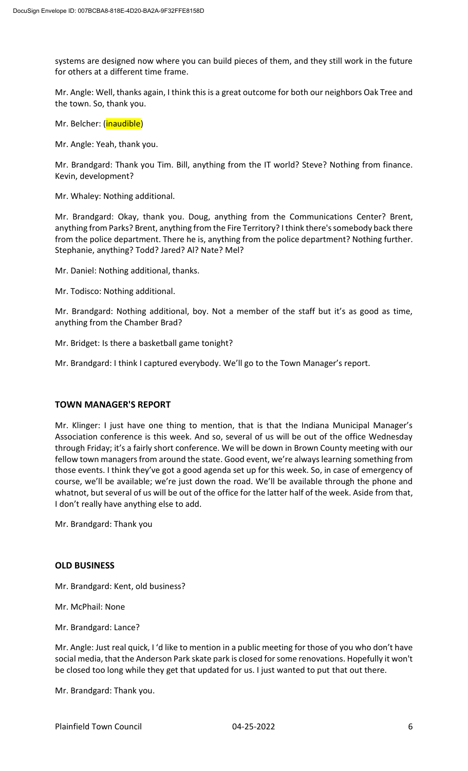systems are designed now where you can build pieces of them, and they still work in the future for others at a different time frame.

Mr. Angle: Well, thanks again, I think this is a great outcome for both our neighbors Oak Tree and the town. So, thank you.

Mr. Belcher: (inaudible)

Mr. Angle: Yeah, thank you.

Mr. Brandgard: Thank you Tim. Bill, anything from the IT world? Steve? Nothing from finance. Kevin, development?

Mr. Whaley: Nothing additional.

Mr. Brandgard: Okay, thank you. Doug, anything from the Communications Center? Brent, anything from Parks? Brent, anything from the Fire Territory? I think there's somebody back there from the police department. There he is, anything from the police department? Nothing further. Stephanie, anything? Todd? Jared? Al? Nate? Mel?

Mr. Daniel: Nothing additional, thanks.

Mr. Todisco: Nothing additional.

Mr. Brandgard: Nothing additional, boy. Not a member of the staff but it's as good as time, anything from the Chamber Brad?

Mr. Bridget: Is there a basketball game tonight?

Mr. Brandgard: I think I captured everybody. We'll go to the Town Manager's report.

## TOWN MANAGER'S REPORT

Mr. Klinger: I just have one thing to mention, that is that the Indiana Municipal Manager's Association conference is this week. And so, several of us will be out of the office Wednesday through Friday; it's a fairly short conference. We will be down in Brown County meeting with our fellow town managers from around the state. Good event, we're always learning something from those events. I think they've got a good agenda set up for this week. So, in case of emergency of course, we'll be available; we're just down the road. We'll be available through the phone and whatnot, but several of us will be out of the office for the latter half of the week. Aside from that, I don't really have anything else to add.

Mr. Brandgard: Thank you

## OLD BUSINESS

Mr. Brandgard: Kent, old business?

Mr. McPhail: None

Mr. Brandgard: Lance?

Mr. Angle: Just real quick, I 'd like to mention in a public meeting for those of you who don't have social media, that the Anderson Park skate park is closed for some renovations. Hopefully it won't be closed too long while they get that updated for us. I just wanted to put that out there.

Mr. Brandgard: Thank you.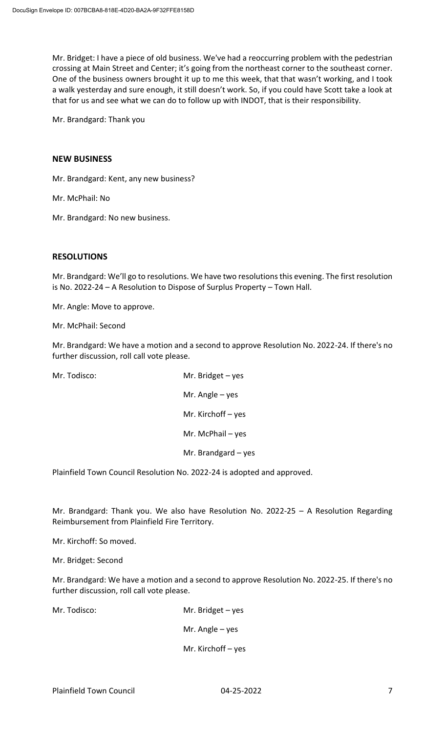Mr. Bridget: I have a piece of old business. We've had a reoccurring problem with the pedestrian crossing at Main Street and Center; it's going from the northeast corner to the southeast corner. One of the business owners brought it up to me this week, that that wasn't working, and I took a walk yesterday and sure enough, it still doesn't work. So, if you could have Scott take a look at that for us and see what we can do to follow up with INDOT, that is their responsibility.

Mr. Brandgard: Thank you

**NEW BUSINESS**

Mr. Brandgard: Kent, any new business?

Mr. McPhail: No

Mr. Brandgard: No new business.

**RESOLUTIONS**

Mr. Brandgard: We'll go to resolutions. We have two resolutions this evening. The first resolution is No. 2022-24 – A Resolution to Dispose of Surplus Property – Town Hall.

Mr. Angle: Move to approve.

Mr. McPhail: Second

Mr. Brandgard: We have a motion and a second to approve Resolution No. 2022-24. If there's no further discussion, roll call vote please.

Mr. Todisco:

Mr. Bridget – yes

Mr. Angle – yes

Mr. Kirchoff – yes

Mr. McPhail – yes

Mr. Brandgard – yes

Plainfield Town Council Resolution No. 2022-24 is adopted and approved.

Mr. Brandgard: Thank you. We also have Resolution No. 2022-25 – A Resolution Regarding Reimbursement from Plainfield Fire Territory.

Mr. Kirchoff: So moved.

Mr. Bridget: Second

Mr. Brandgard: We have a motion and a second to approve Resolution No. 2022-25. If there's no further discussion, roll call vote please.

Mr. Todisco:

Mr. Bridget – yes

Mr. Angle – yes

Mr. Kirchoff – yes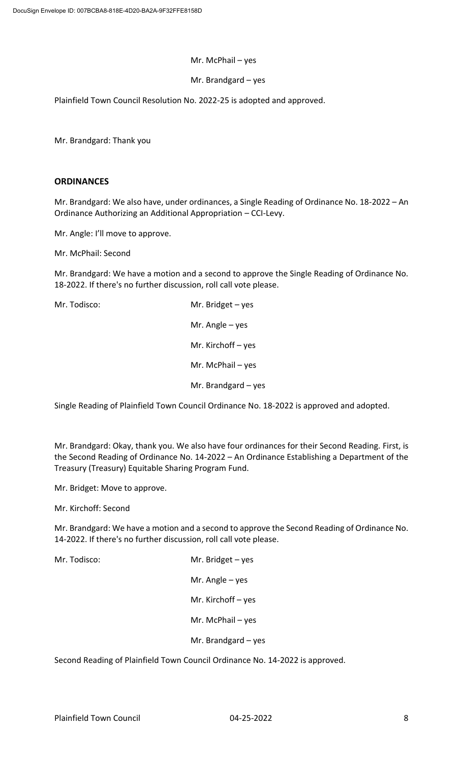Mr. McPhail – yes

Mr. Brandgard – yes

Plainfield Town Council Resolution No. 2022-25 is adopted and approved.

Mr. Brandgard: Thank you

## ORDINANCES

Mr. Brandgard: We also have, under ordinances, a Single Reading of Ordinance No. 18-2022 – An Ordinance Authorizing an Additional Appropriation – CCI-Levy.

Mr. Angle: I'll move to approve.

Mr. McPhail: Second

Mr. Brandgard: We have a motion and a second to approve the Single Reading of Ordinance No. 18-2022. If there's no further discussion, roll call vote please.

Mr. Todisco: Mr. Bridget – yes

Mr. Angle – yes

Mr. Kirchoff – yes

Mr. McPhail – yes

Mr. Brandgard – yes

Single Reading of Plainfield Town Council Ordinance No. 18-2022 is approved and adopted.

Mr. Brandgard: Okay, thank you. We also have four ordinances for their Second Reading. First, is the Second Reading of Ordinance No. 14-2022 – An Ordinance Establishing a Department of the Treasury (Treasury) Equitable Sharing Program Fund.

Mr. Bridget: Move to approve.

Mr. Kirchoff: Second

Mr. Brandgard: We have a motion and a second to approve the Second Reading of Ordinance No. 14-2022. If there's no further discussion, roll call vote please.

Mr. Todisco: Mr. Bridget – yes

Mr. Angle – yes

Mr. Kirchoff – yes

Mr. McPhail – yes

Mr. Brandgard – yes

Second Reading of Plainfield Town Council Ordinance No. 14-2022 is approved.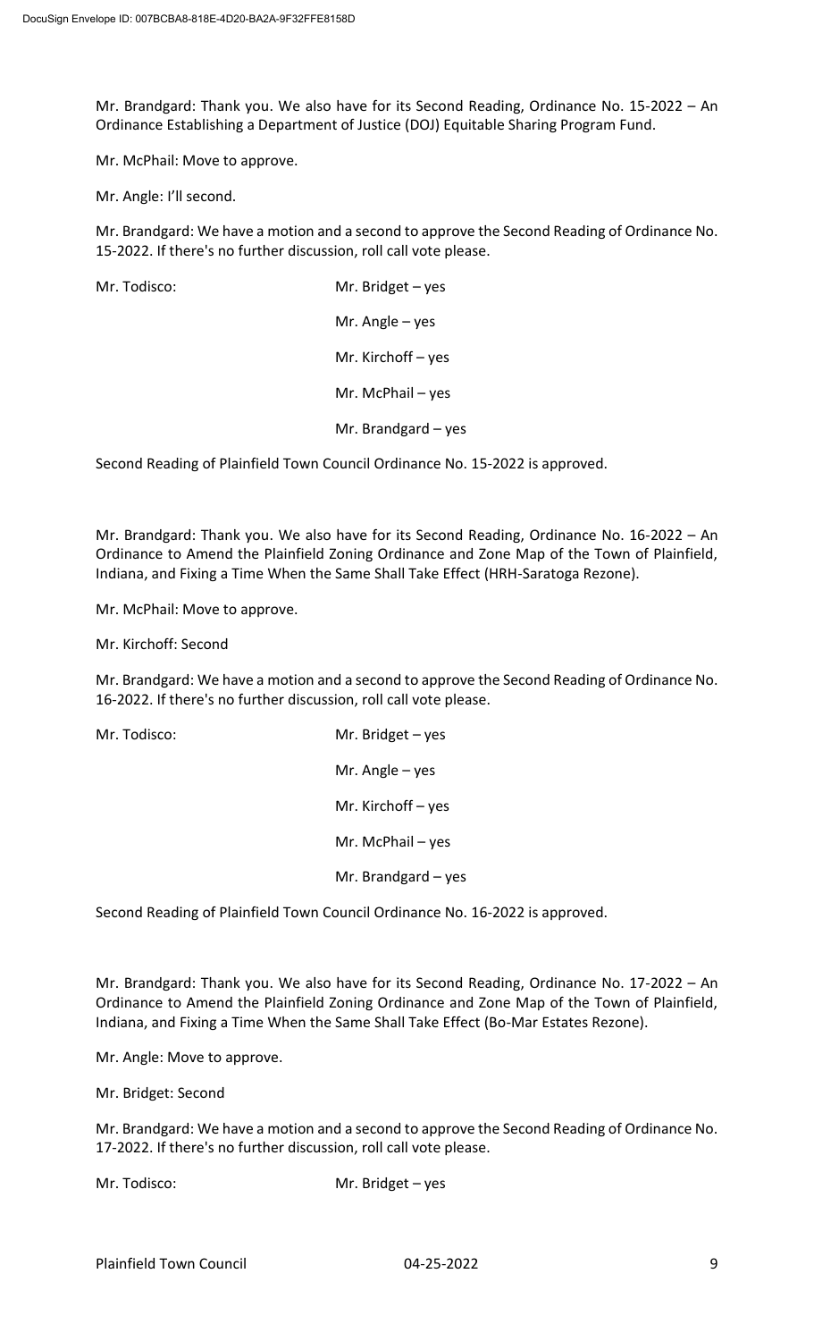Mr. Brandgard: Thank you. We also have for its Second Reading, Ordinance No. 15-2022 – An Ordinance Establishing a Department of Justice (DOJ) Equitable Sharing Program Fund.

Mr. McPhail: Move to approve.

Mr. Angle: I'll second.

Mr. Brandgard: We have a motion and a second to approve the Second Reading of Ordinance No. 15-2022. If there's no further discussion, roll call vote please.

Mr. Todisco: Mr. Bridget – yes

Mr. Angle – yes

Mr. Kirchoff – yes

Mr. McPhail – yes

Mr. Brandgard – yes

Second Reading of Plainfield Town Council Ordinance No. 15-2022 is approved.

Mr. Brandgard: Thank you. We also have for its Second Reading, Ordinance No. 16-2022 – An Ordinance to Amend the Plainfield Zoning Ordinance and Zone Map of the Town of Plainfield, Indiana, and Fixing a Time When the Same Shall Take Effect (HRH-Saratoga Rezone).

Mr. McPhail: Move to approve.

Mr. Kirchoff: Second

Mr. Brandgard: We have a motion and a second to approve the Second Reading of Ordinance No. 16-2022. If there's no further discussion, roll call vote please.

Mr. Todisco: Mr. Bridget – yes

Mr. Angle – yes

Mr. Kirchoff – yes

Mr. McPhail – yes

Mr. Brandgard – yes

Second Reading of Plainfield Town Council Ordinance No. 16-2022 is approved.

Mr. Brandgard: Thank you. We also have for its Second Reading, Ordinance No. 17-2022 – An Ordinance to Amend the Plainfield Zoning Ordinance and Zone Map of the Town of Plainfield, Indiana, and Fixing a Time When the Same Shall Take Effect (Bo-Mar Estates Rezone).

Mr. Angle: Move to approve.

Mr. Bridget: Second

Mr. Brandgard: We have a motion and a second to approve the Second Reading of Ordinance No. 17-2022. If there's no further discussion, roll call vote please.

Mr. Todisco: Mr. Bridget – yes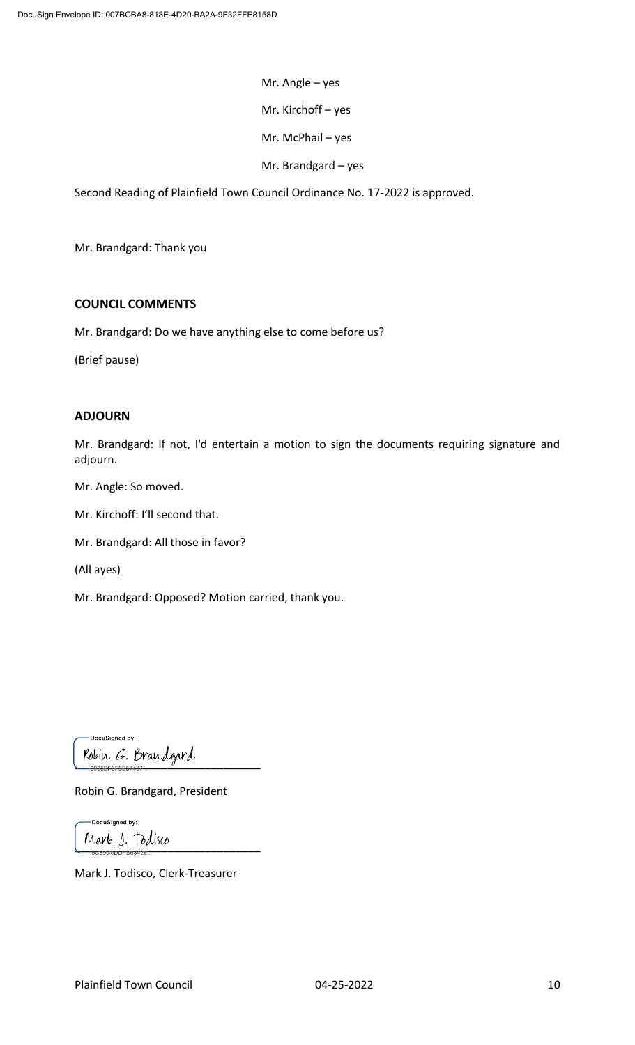Mr. Angle – yes

Mr. Kirchoff – yes

Mr. McPhail – yes

Mr. Brandgard – yes

Second Reading of Plainfield Town Council Ordinance No. 17-2022 is approved.

Mr. Brandgard: Thank you

**COUNCIL COMMENTS**

Mr. Brandgard: Do we have anything else to come before us?

(Brief pause)

**ADJOURN**

Mr. Brandgard: If not, I'd entertain a motion to sign the documents requiring signature and adjourn.

Mr. Angle: So moved.

Mr. Kirchoff: I'll second that.

Mr. Brandgard: All those in favor?

(All ayes)

Mr. Brandgard: Opposed? Motion carried, thank you.

DocuSigned by:
Robin G. Brandgard

Robin G. Brandgard, President

DocuSigned by:
Mark J. Todisco

Mark J. Todisco, Clerk-Treasurer